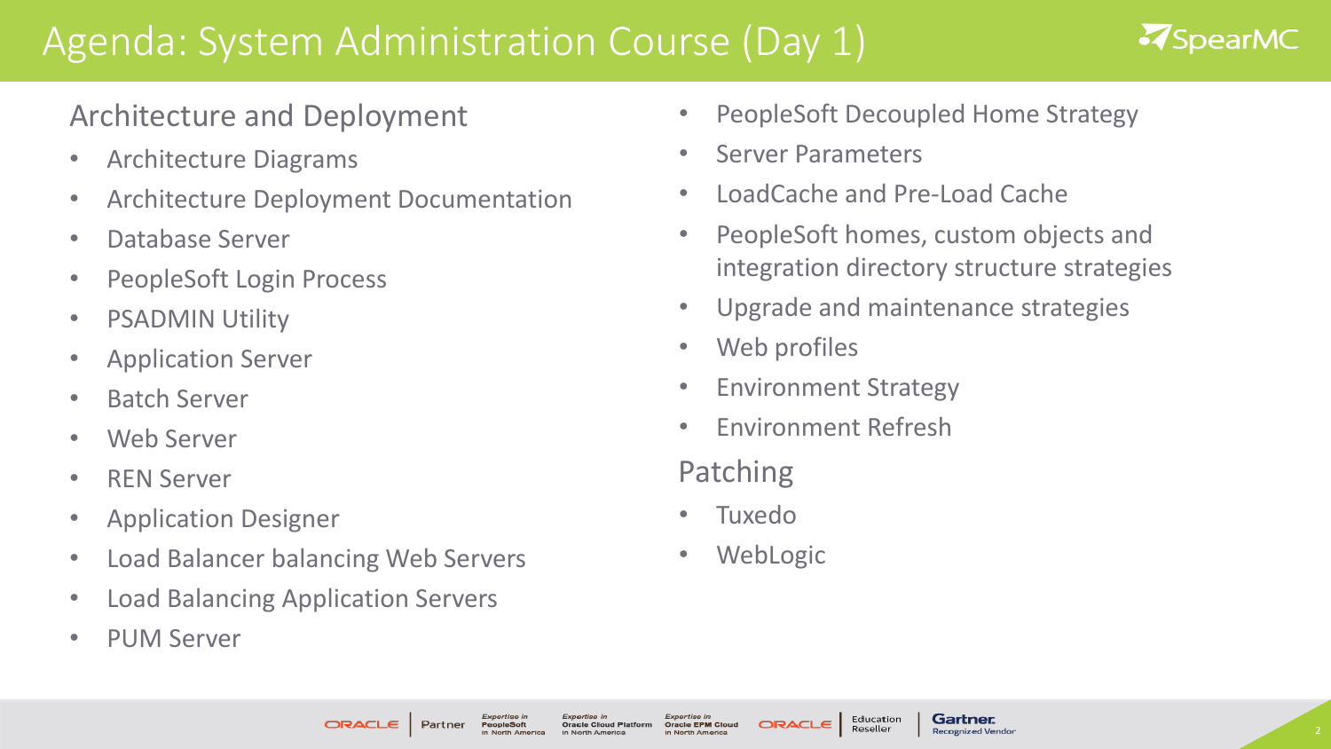# Agenda: System Administration Course (Day 1)

## Architecture and Deployment

- Architecture Diagrams
- Architecture Deployment Documentation
- Database Server
- PeopleSoft Login Process
- PSADMIN Utility
- Application Server
- Batch Server
- Web Server
- REN Server
- Application Designer
- Load Balancer balancing Web Servers
- Load Balancing Application Servers
- PUM Server
- PeopleSoft Decoupled Home Strategy
- Server Parameters
- LoadCache and Pre-Load Cache
- PeopleSoft homes, custom objects and integration directory structure strategies
- Upgrade and maintenance strategies
- Web profiles
- Environment Strategy
- Environment Refresh

## Patching

- Tuxedo
- WebLogic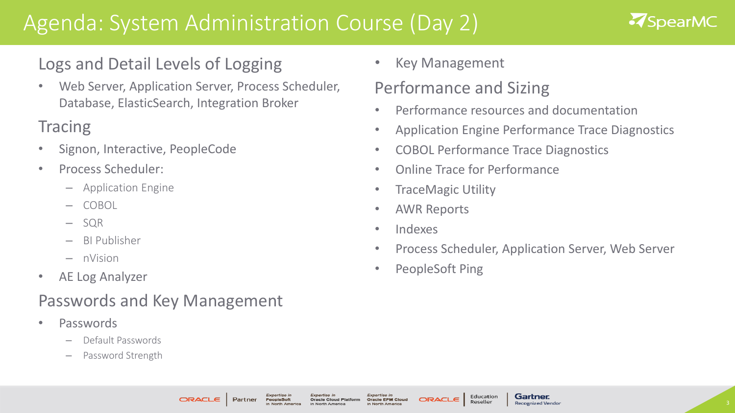# Agenda: System Administration Course (Day 2)

## Logs and Detail Levels of Logging

- Web Server, Application Server, Process Scheduler, Database, ElasticSearch, Integration Broker

## Tracing

- Signon, Interactive, PeopleCode
- Process Scheduler:
  - Application Engine
  - COBOL
  - SQR
  - BI Publisher
  - nVision
- AE Log Analyzer

## Passwords and Key Management

- Passwords
  - Default Passwords
  - Password Strength
- Key Management

## Performance and Sizing

- Performance resources and documentation
- Application Engine Performance Trace Diagnostics
- COBOL Performance Trace Diagnostics
- Online Trace for Performance
- TraceMagic Utility
- AWR Reports
- Indexes
- Process Scheduler, Application Server, Web Server
- PeopleSoft Ping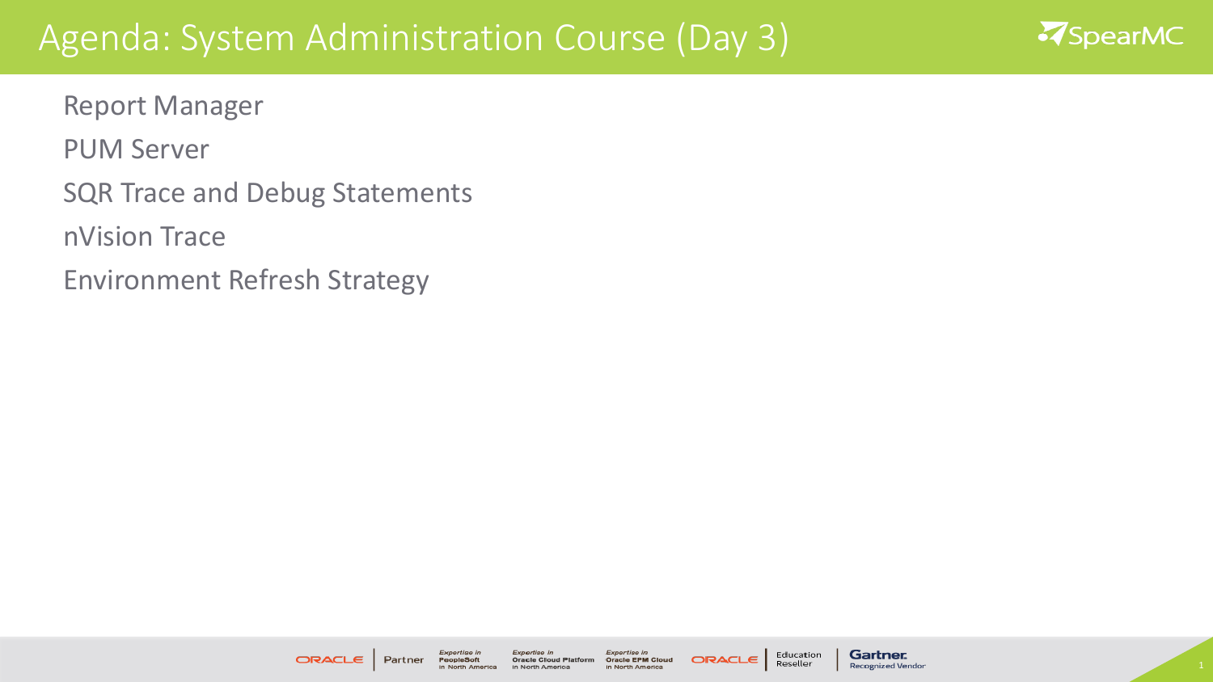# Agenda: System Administration Course (Day 3)

- Report Manager
- PUM Server
- SQR Trace and Debug Statements
- nVision Trace
- Environment Refresh Strategy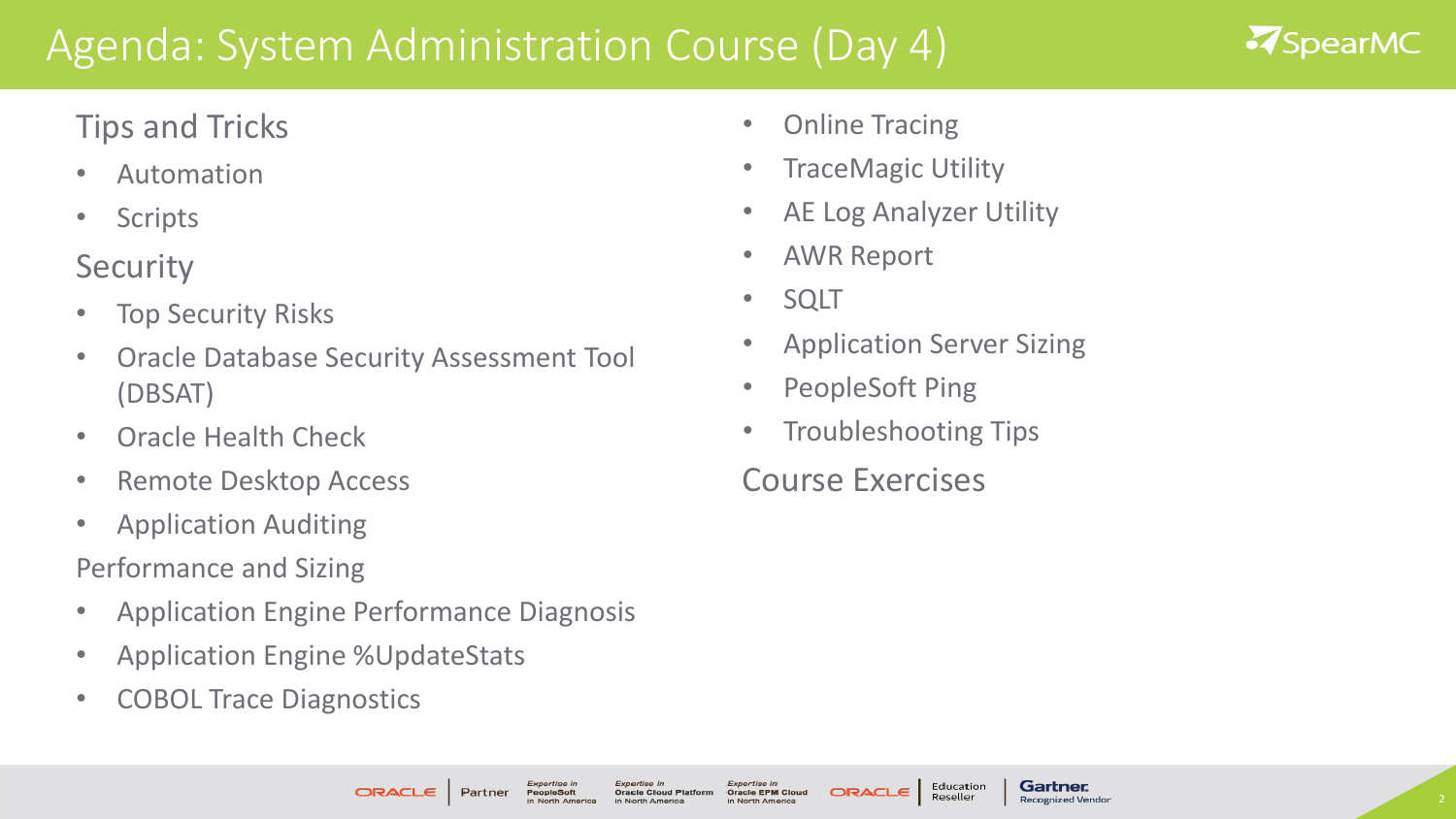# Agenda: System Administration Course (Day 4)

## Tips and Tricks

- Automation
- Scripts

## Security

- Top Security Risks
- Oracle Database Security Assessment Tool (DBSAT)
- Oracle Health Check
- Remote Desktop Access
- Application Auditing

## Performance and Sizing

- Application Engine Performance Diagnosis
- Application Engine %UpdateStats
- COBOL Trace Diagnostics
- Online Tracing
- TraceMagic Utility
- AE Log Analyzer Utility
- AWR Report
- SQLT
- Application Server Sizing
- PeopleSoft Ping
- Troubleshooting Tips

## Course Exercises